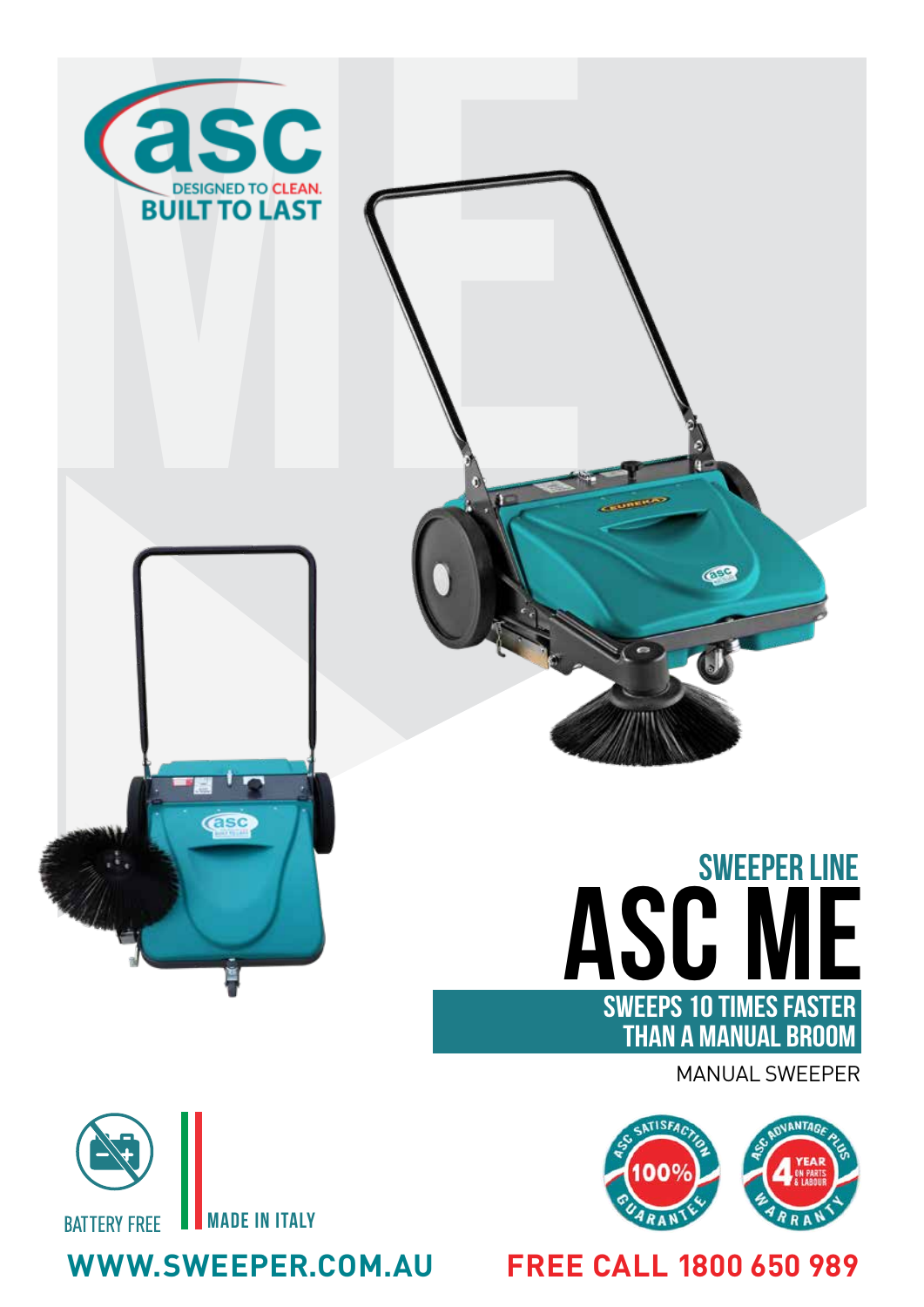asc

DESIGNED TO CLEAN.
BUILT TO LAST

## SWEEPER LINE

# ASC ME

**SWEEPS 10 TIMES FASTER THAN A MANUAL BROOM**

MANUAL SWEEPER

BATTERY FREE

MADE IN ITALY

ASC SATISFACTION 100% GUARANTEE

ASC ADVANTAGE PLUS 4 YEAR ON PARTS & LABOUR WARRANTY

**WWW.SWEEPER.COM.AU**

**FREE CALL 1800 650 989**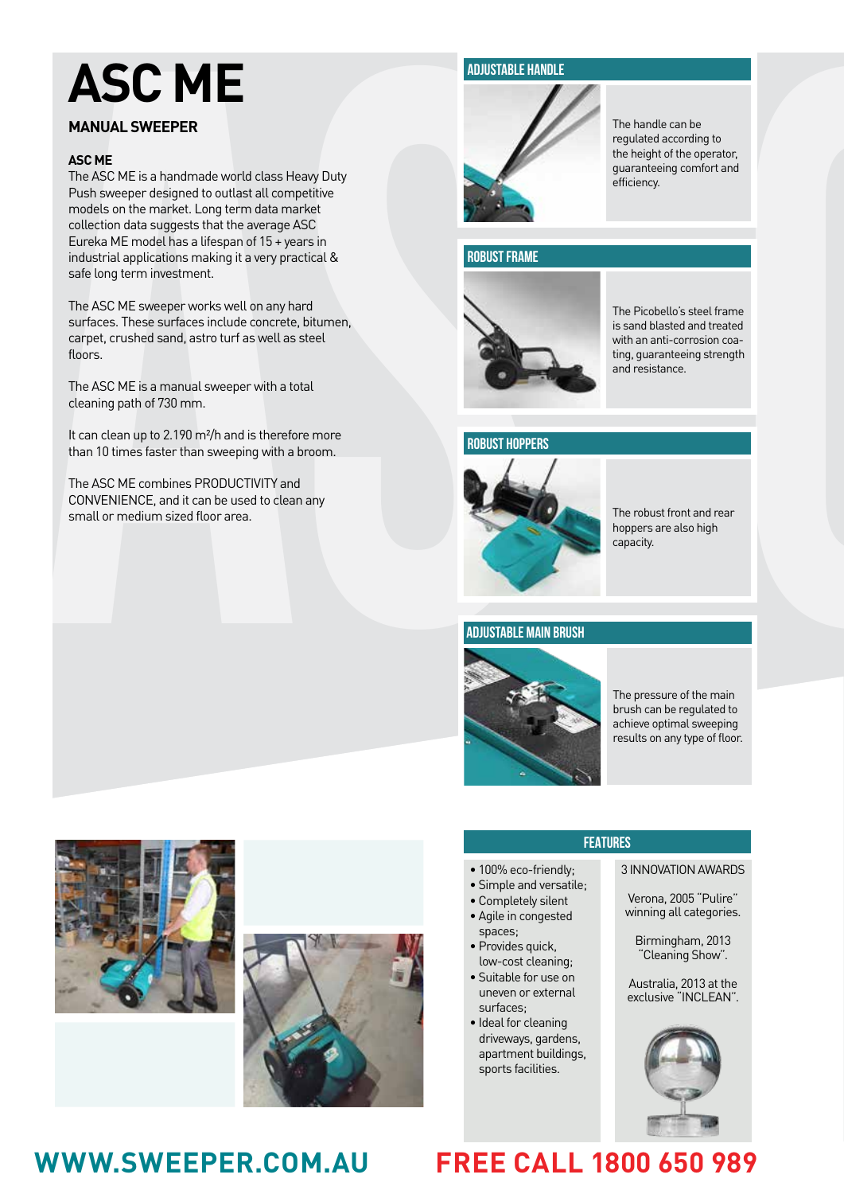# ASC ME

## MANUAL SWEEPER

### ASC ME

The ASC ME is a handmade world class Heavy Duty Push sweeper designed to outlast all competitive models on the market. Long term data market collection data suggests that the average ASC Eureka ME model has a lifespan of 15 + years in industrial applications making it a very practical & safe long term investment.

The ASC ME sweeper works well on any hard surfaces. These surfaces include concrete, bitumen, carpet, crushed sand, astro turf as well as steel floors.

The ASC ME is a manual sweeper with a total cleaning path of 730 mm.

It can clean up to 2.190 m²/h and is therefore more than 10 times faster than sweeping with a broom.

The ASC ME combines PRODUCTIVITY and CONVENIENCE, and it can be used to clean any small or medium sized floor area.

### ADJUSTABLE HANDLE

The handle can be regulated according to the height of the operator, guaranteeing comfort and efficiency.

### ROBUST FRAME

The Picobello's steel frame is sand blasted and treated with an anti-corrosion coating, guaranteeing strength and resistance.

### ROBUST HOPPERS

The robust front and rear hoppers are also high capacity.

### ADJUSTABLE MAIN BRUSH

The pressure of the main brush can be regulated to achieve optimal sweeping results on any type of floor.

### FEATURES

- 100% eco-friendly;
- Simple and versatile;
- Completely silent
- Agile in congested spaces;
- Provides quick, low-cost cleaning;
- Suitable for use on uneven or external surfaces;
- Ideal for cleaning driveways, gardens, apartment buildings, sports facilities.

3 INNOVATION AWARDS

Verona, 2005 "Pulire" winning all categories.

Birmingham, 2013 "Cleaning Show".

Australia, 2013 at the exclusive "INCLEAN".

**WWW.SWEEPER.COM.AU** **FREE CALL 1800 650 989**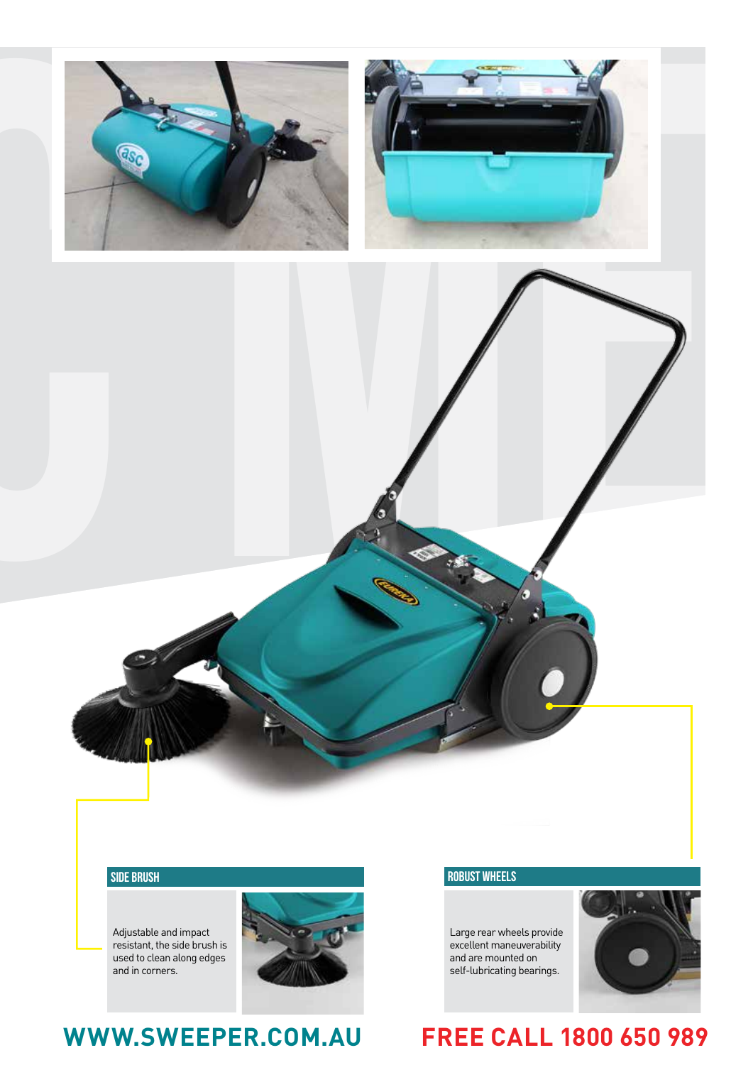## SIDE BRUSH

Adjustable and impact resistant, the side brush is used to clean along edges and in corners.

## ROBUST WHEELS

Large rear wheels provide excellent maneuverability and are mounted on self-lubricating bearings.

**WWW.SWEEPER.COM.AU**

**FREE CALL 1800 650 989**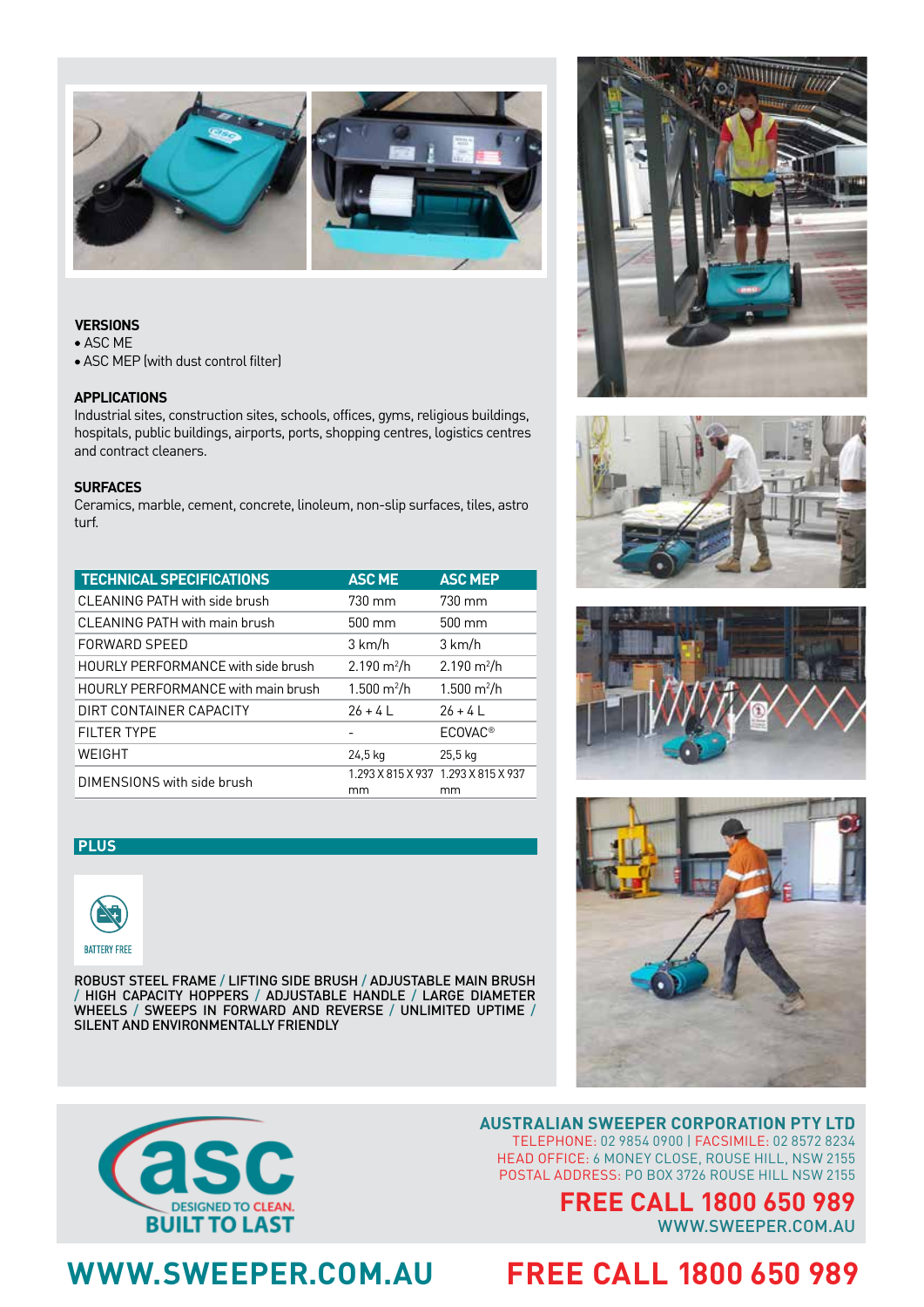### VERSIONS

- ASC ME
- ASC MEP (with dust control filter)

### APPLICATIONS

Industrial sites, construction sites, schools, offices, gyms, religious buildings, hospitals, public buildings, airports, ports, shopping centres, logistics centres and contract cleaners.

### SURFACES

Ceramics, marble, cement, concrete, linoleum, non-slip surfaces, tiles, astro turf.

| TECHNICAL SPECIFICATIONS | ASC ME | ASC MEP |
|---|---|---|
| CLEANING PATH with side brush | 730 mm | 730 mm |
| CLEANING PATH with main brush | 500 mm | 500 mm |
| FORWARD SPEED | 3 km/h | 3 km/h |
| HOURLY PERFORMANCE with side brush | 2.190 $m^2$/h | 2.190 $m^2$/h |
| HOURLY PERFORMANCE with main brush | 1.500 $m^2$/h | 1.500 $m^2$/h |
| DIRT CONTAINER CAPACITY | 26 + 4 L | 26 + 4 L |
| FILTER TYPE | - | ECOVAC® |
| WEIGHT | 24,5 kg | 25,5 kg |
| DIMENSIONS with side brush | 1.293 X 815 X 937 mm | 1.293 X 815 X 937 mm |

### PLUS

BATTERY FREE

ROBUST STEEL FRAME / LIFTING SIDE BRUSH / ADJUSTABLE MAIN BRUSH / HIGH CAPACITY HOPPERS / ADJUSTABLE HANDLE / LARGE DIAMETER WHEELS / SWEEPS IN FORWARD AND REVERSE / UNLIMITED UPTIME / SILENT AND ENVIRONMENTALLY FRIENDLY

asc
DESIGNED TO CLEAN.
BUILT TO LAST

**AUSTRALIAN SWEEPER CORPORATION PTY LTD**
TELEPHONE: 02 9854 0900 | FACSIMILE: 02 8572 8234
HEAD OFFICE: 6 MONEY CLOSE, ROUSE HILL, NSW 2155
POSTAL ADDRESS: PO BOX 3726 ROUSE HILL NSW 2155

**FREE CALL 1800 650 989**
WWW.SWEEPER.COM.AU

**WWW.SWEEPER.COM.AU** **FREE CALL 1800 650 989**